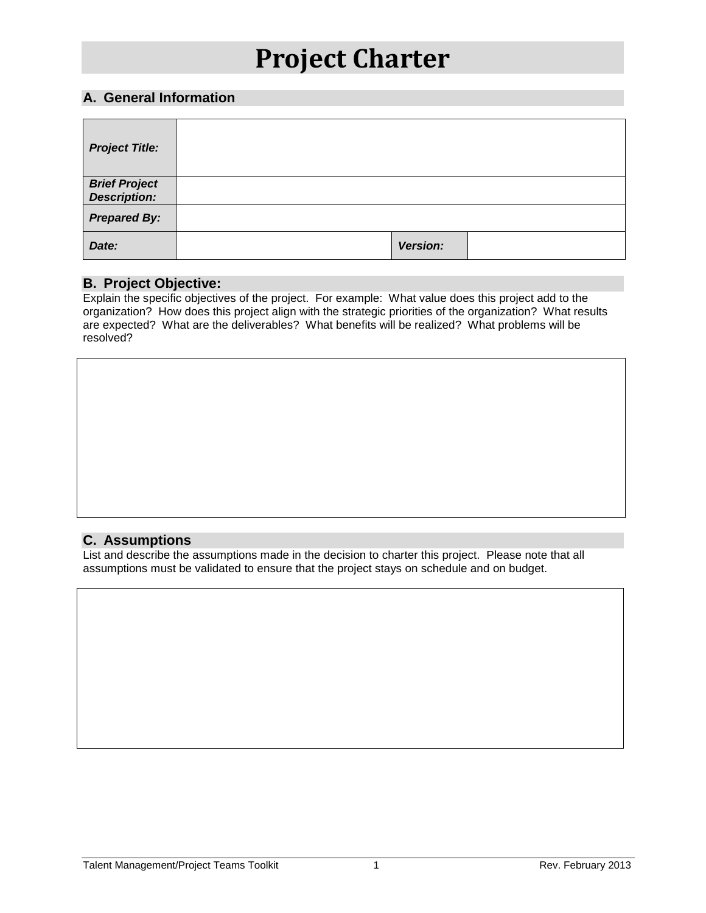# Project Charter

## A. General Information

| | | | |
|---|---|---|---|
| ***Project Title:*** | | | |
| ***Brief Project Description:*** | | | |
| ***Prepared By:*** | | | |
| ***Date:*** | | ***Version:*** | |

## B. Project Objective:

Explain the specific objectives of the project. For example: What value does this project add to the organization? How does this project align with the strategic priorities of the organization? What results are expected? What are the deliverables? What benefits will be realized? What problems will be resolved?

| |
|---|
| |

## C. Assumptions

List and describe the assumptions made in the decision to charter this project. Please note that all assumptions must be validated to ensure that the project stays on schedule and on budget.

| |
|---|
| |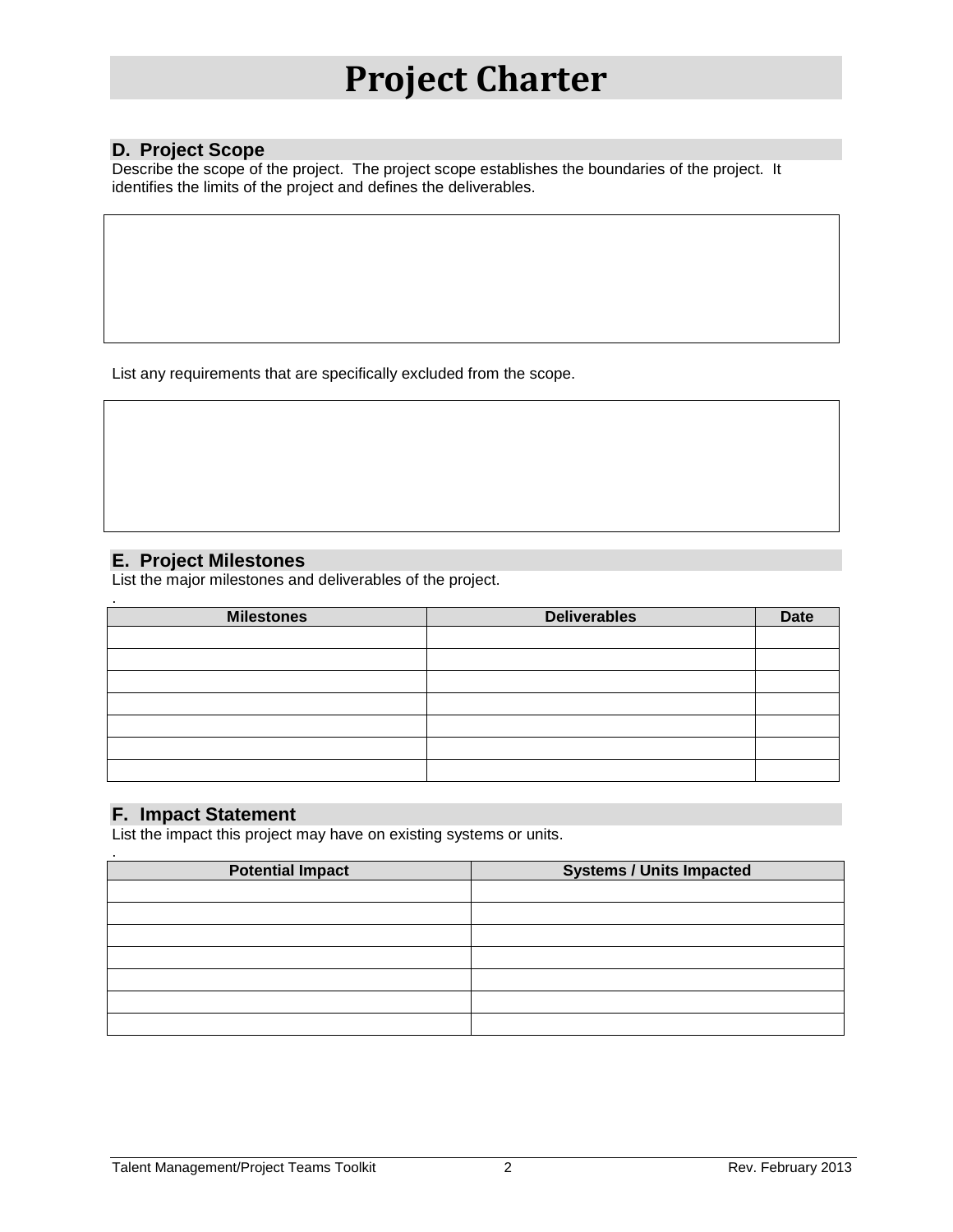# Project Charter

## D. Project Scope

Describe the scope of the project. The project scope establishes the boundaries of the project. It identifies the limits of the project and defines the deliverables.

List any requirements that are specifically excluded from the scope.

## E. Project Milestones

List the major milestones and deliverables of the project.

| Milestones | Deliverables | Date |
| --- | --- | --- |
| | | |
| | | |
| | | |
| | | |
| | | |
| | | |
| | | |

## F. Impact Statement

List the impact this project may have on existing systems or units.

| Potential Impact | Systems / Units Impacted |
| --- | --- |
| | |
| | |
| | |
| | |
| | |
| | |
| | |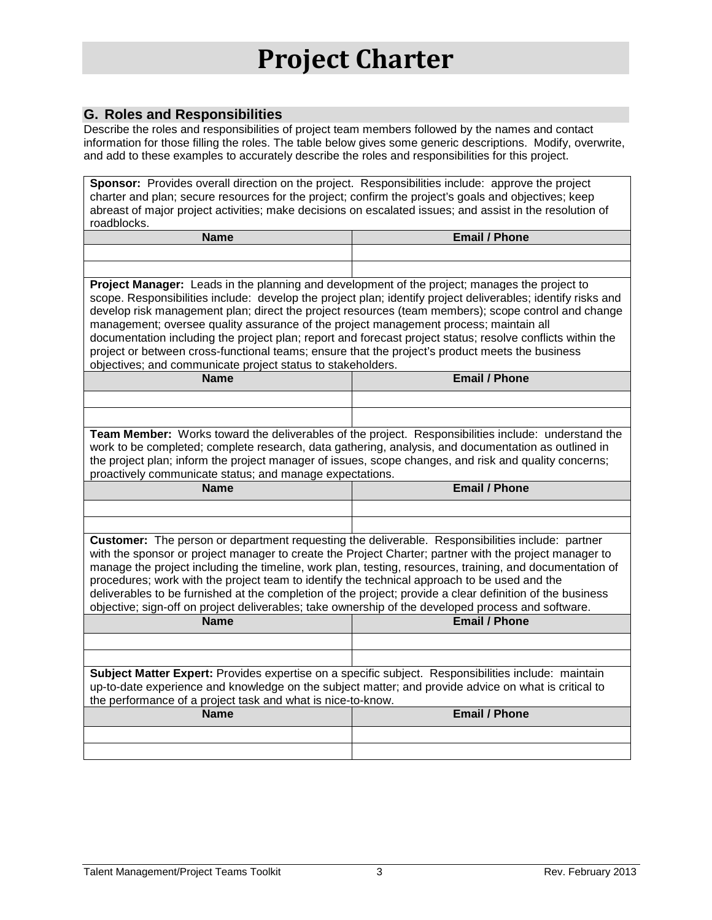# Project Charter

## G. Roles and Responsibilities

Describe the roles and responsibilities of project team members followed by the names and contact information for those filling the roles. The table below gives some generic descriptions. Modify, overwrite, and add to these examples to accurately describe the roles and responsibilities for this project.

**Sponsor:** Provides overall direction on the project. Responsibilities include: approve the project charter and plan; secure resources for the project; confirm the project's goals and objectives; keep abreast of major project activities; make decisions on escalated issues; and assist in the resolution of roadblocks.

| Name | Email / Phone |
|---|---|
| | |
| | |

**Project Manager:** Leads in the planning and development of the project; manages the project to scope. Responsibilities include: develop the project plan; identify project deliverables; identify risks and develop risk management plan; direct the project resources (team members); scope control and change management; oversee quality assurance of the project management process; maintain all documentation including the project plan; report and forecast project status; resolve conflicts within the project or between cross-functional teams; ensure that the project's product meets the business objectives; and communicate project status to stakeholders.

| Name | Email / Phone |
|---|---|
| | |
| | |

**Team Member:** Works toward the deliverables of the project. Responsibilities include: understand the work to be completed; complete research, data gathering, analysis, and documentation as outlined in the project plan; inform the project manager of issues, scope changes, and risk and quality concerns; proactively communicate status; and manage expectations.

| Name | Email / Phone |
|---|---|
| | |
| | |

**Customer:** The person or department requesting the deliverable. Responsibilities include: partner with the sponsor or project manager to create the Project Charter; partner with the project manager to manage the project including the timeline, work plan, testing, resources, training, and documentation of procedures; work with the project team to identify the technical approach to be used and the deliverables to be furnished at the completion of the project; provide a clear definition of the business objective; sign-off on project deliverables; take ownership of the developed process and software.

| Name | Email / Phone |
|---|---|
| | |
| | |

**Subject Matter Expert:** Provides expertise on a specific subject. Responsibilities include: maintain up-to-date experience and knowledge on the subject matter; and provide advice on what is critical to the performance of a project task and what is nice-to-know.

| Name | Email / Phone |
|---|---|
| | |
| | |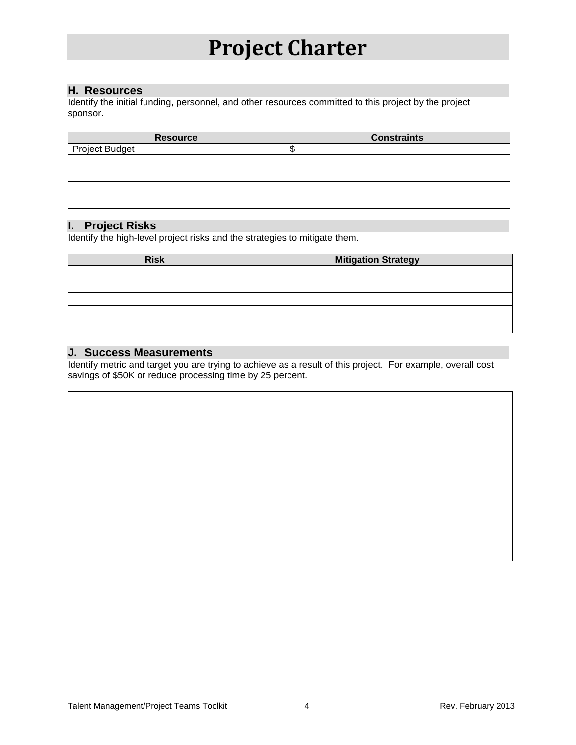# Project Charter

## H. Resources

Identify the initial funding, personnel, and other resources committed to this project by the project sponsor.

| Resource | Constraints |
|---|---|
| Project Budget | $ |
| | |
| | |
| | |
| | |

## I. Project Risks

Identify the high-level project risks and the strategies to mitigate them.

| Risk | Mitigation Strategy |
|---|---|
| | |
| | |
| | |
| | |
| | |

## J. Success Measurements

Identify metric and target you are trying to achieve as a result of this project. For example, overall cost savings of $50K or reduce processing time by 25 percent.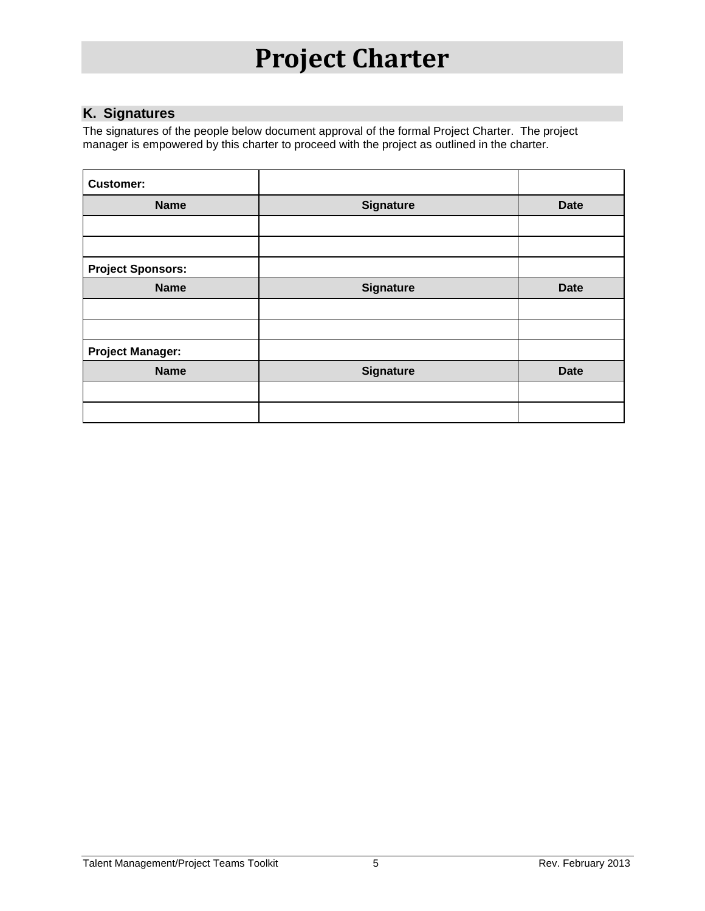# Project Charter

## K. Signatures

The signatures of the people below document approval of the formal Project Charter. The project manager is empowered by this charter to proceed with the project as outlined in the charter.

| | | |
|---|---|---|
| **Customer:** | | |
| **Name** | **Signature** | **Date** |
| | | |
| | | |
| **Project Sponsors:** | | |
| **Name** | **Signature** | **Date** |
| | | |
| | | |
| **Project Manager:** | | |
| **Name** | **Signature** | **Date** |
| | | |
| | | |